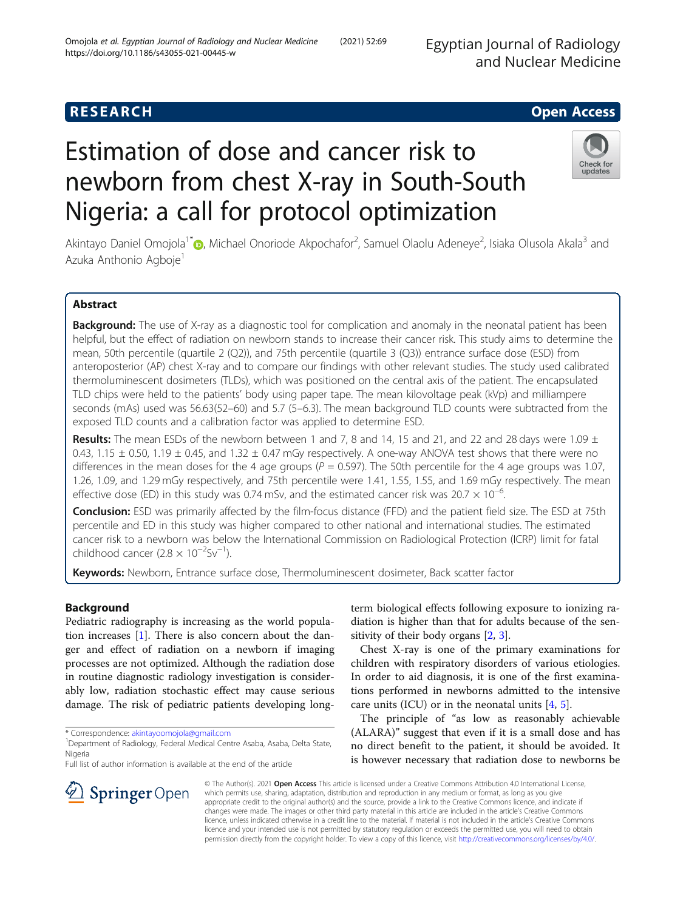RESEARCH

Open Access

# Estimation of dose and cancer risk to newborn from chest X-ray in South-South Nigeria: a call for protocol optimization

Akintayo Daniel Omojola[1*], Michael Onoriode Akpochafor[2], Samuel Olaolu Adeneye[2], Isiaka Olusola Akala[3] and Azuka Anthonio Agboje[1]

## Abstract

**Background:** The use of X-ray as a diagnostic tool for complication and anomaly in the neonatal patient has been helpful, but the effect of radiation on newborn stands to increase their cancer risk. This study aims to determine the mean, 50th percentile (quartile 2 (Q2)), and 75th percentile (quartile 3 (Q3)) entrance surface dose (ESD) from anteroposterior (AP) chest X-ray and to compare our findings with other relevant studies. The study used calibrated thermoluminescent dosimeters (TLDs), which was positioned on the central axis of the patient. The encapsulated TLD chips were held to the patients' body using paper tape. The mean kilovoltage peak (kVp) and milliampere seconds (mAs) used was 56.63(52–60) and 5.7 (5–6.3). The mean background TLD counts were subtracted from the exposed TLD counts and a calibration factor was applied to determine ESD.

**Results:** The mean ESDs of the newborn between 1 and 7, 8 and 14, 15 and 21, and 22 and 28 days were 1.09 ± 0.43, 1.15 ± 0.50, 1.19 ± 0.45, and 1.32 ± 0.47 mGy respectively. A one-way ANOVA test shows that there were no differences in the mean doses for the 4 age groups ($P = 0.597$). The 50th percentile for the 4 age groups was 1.07, 1.26, 1.09, and 1.29 mGy respectively, and 75th percentile were 1.41, 1.55, 1.55, and 1.69 mGy respectively. The mean effective dose (ED) in this study was 0.74 mSv, and the estimated cancer risk was $20.7 \times 10^{-6}$.

**Conclusion:** ESD was primarily affected by the film-focus distance (FFD) and the patient field size. The ESD at 75th percentile and ED in this study was higher compared to other national and international studies. The estimated cancer risk to a newborn was below the International Commission on Radiological Protection (ICRP) limit for fatal childhood cancer ($2.8 \times 10^{-2} Sv^{-1}$).

**Keywords:** Newborn, Entrance surface dose, Thermoluminescent dosimeter, Back scatter factor

## Background

Pediatric radiography is increasing as the world population increases [1]. There is also concern about the danger and effect of radiation on a newborn if imaging processes are not optimized. Although the radiation dose in routine diagnostic radiology investigation is considerably low, radiation stochastic effect may cause serious damage. The risk of pediatric patients developing long-term biological effects following exposure to ionizing radiation is higher than that for adults because of the sensitivity of their body organs [2, 3].

Chest X-ray is one of the primary examinations for children with respiratory disorders of various etiologies. In order to aid diagnosis, it is one of the first examinations performed in newborns admitted to the intensive care units (ICU) or in the neonatal units [4, 5].

The principle of "as low as reasonably achievable (ALARA)" suggest that even if it is a small dose and has no direct benefit to the patient, it should be avoided. It is however necessary that radiation dose to newborns be

\* Correspondence: akintayoomojola@gmail.com
[1]Department of Radiology, Federal Medical Centre Asaba, Asaba, Delta State, Nigeria
Full list of author information is available at the end of the article

© The Author(s). 2021 **Open Access** This article is licensed under a Creative Commons Attribution 4.0 International License, which permits use, sharing, adaptation, distribution and reproduction in any medium or format, as long as you give appropriate credit to the original author(s) and the source, provide a link to the Creative Commons licence, and indicate if changes were made. The images or other third party material in this article are included in the article's Creative Commons licence, unless indicated otherwise in a credit line to the material. If material is not included in the article's Creative Commons licence and your intended use is not permitted by statutory regulation or exceeds the permitted use, you will need to obtain permission directly from the copyright holder. To view a copy of this licence, visit http://creativecommons.org/licenses/by/4.0/.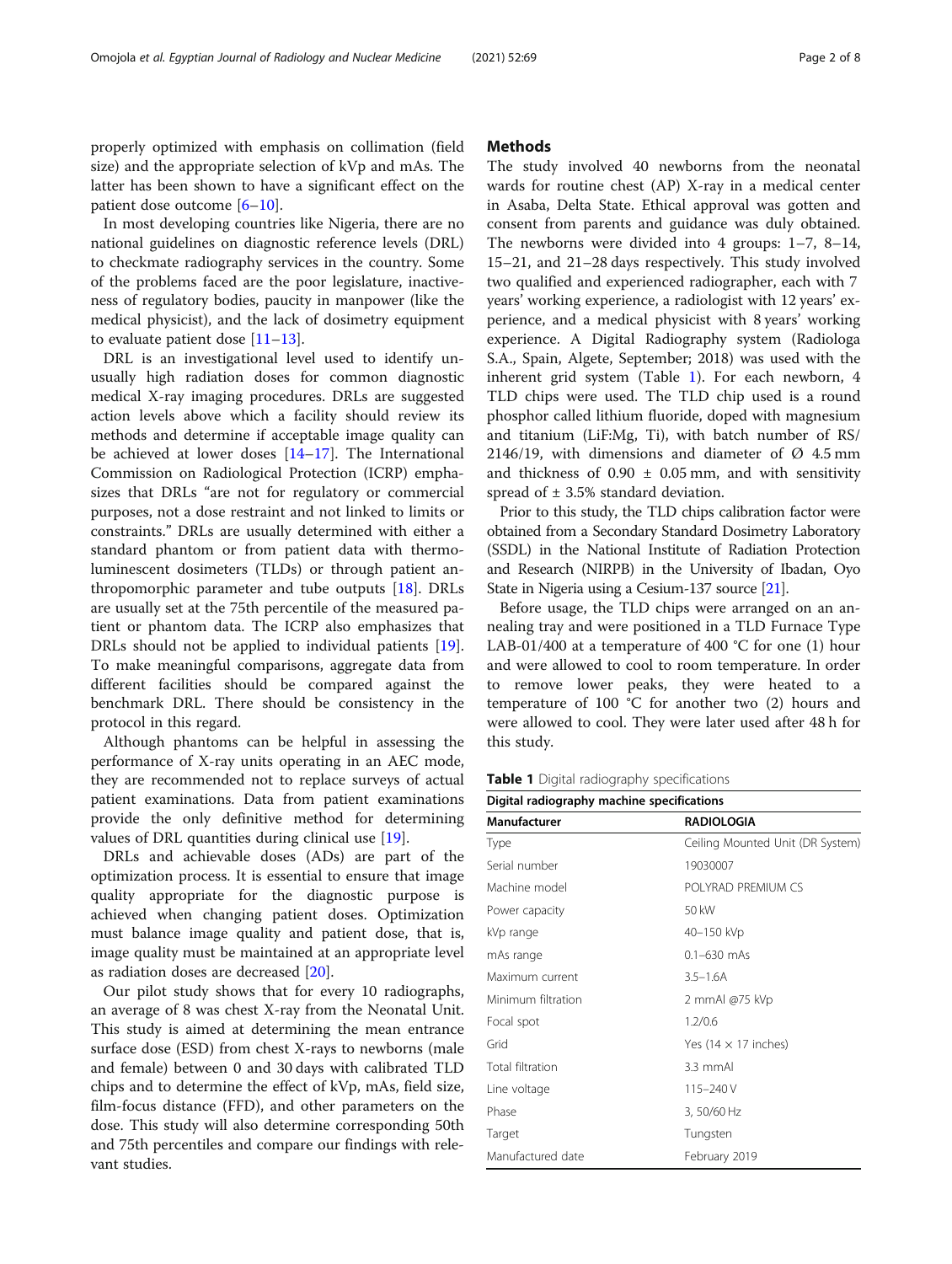properly optimized with emphasis on collimation (field size) and the appropriate selection of kVp and mAs. The latter has been shown to have a significant effect on the patient dose outcome [6–10].

In most developing countries like Nigeria, there are no national guidelines on diagnostic reference levels (DRL) to checkmate radiography services in the country. Some of the problems faced are the poor legislature, inactiveness of regulatory bodies, paucity in manpower (like the medical physicist), and the lack of dosimetry equipment to evaluate patient dose [11–13].

DRL is an investigational level used to identify unusually high radiation doses for common diagnostic medical X-ray imaging procedures. DRLs are suggested action levels above which a facility should review its methods and determine if acceptable image quality can be achieved at lower doses [14–17]. The International Commission on Radiological Protection (ICRP) emphasizes that DRLs "are not for regulatory or commercial purposes, not a dose restraint and not linked to limits or constraints." DRLs are usually determined with either a standard phantom or from patient data with thermoluminescent dosimeters (TLDs) or through patient anthropomorphic parameter and tube outputs [18]. DRLs are usually set at the 75th percentile of the measured patient or phantom data. The ICRP also emphasizes that DRLs should not be applied to individual patients [19]. To make meaningful comparisons, aggregate data from different facilities should be compared against the benchmark DRL. There should be consistency in the protocol in this regard.

Although phantoms can be helpful in assessing the performance of X-ray units operating in an AEC mode, they are recommended not to replace surveys of actual patient examinations. Data from patient examinations provide the only definitive method for determining values of DRL quantities during clinical use [19].

DRLs and achievable doses (ADs) are part of the optimization process. It is essential to ensure that image quality appropriate for the diagnostic purpose is achieved when changing patient doses. Optimization must balance image quality and patient dose, that is, image quality must be maintained at an appropriate level as radiation doses are decreased [20].

Our pilot study shows that for every 10 radiographs, an average of 8 was chest X-ray from the Neonatal Unit. This study is aimed at determining the mean entrance surface dose (ESD) from chest X-rays to newborns (male and female) between 0 and 30 days with calibrated TLD chips and to determine the effect of kVp, mAs, field size, film-focus distance (FFD), and other parameters on the dose. This study will also determine corresponding 50th and 75th percentiles and compare our findings with relevant studies.

## Methods

The study involved 40 newborns from the neonatal wards for routine chest (AP) X-ray in a medical center in Asaba, Delta State. Ethical approval was gotten and consent from parents and guidance was duly obtained. The newborns were divided into 4 groups: 1–7, 8–14, 15–21, and 21–28 days respectively. This study involved two qualified and experienced radiographer, each with 7 years' working experience, a radiologist with 12 years' experience, and a medical physicist with 8 years' working experience. A Digital Radiography system (Radiologa S.A., Spain, Algete, September; 2018) was used with the inherent grid system (Table 1). For each newborn, 4 TLD chips were used. The TLD chip used is a round phosphor called lithium fluoride, doped with magnesium and titanium (LiF:Mg, Ti), with batch number of RS/2146/19, with dimensions and diameter of Ø 4.5 mm and thickness of 0.90 ± 0.05 mm, and with sensitivity spread of ± 3.5% standard deviation.

Prior to this study, the TLD chips calibration factor were obtained from a Secondary Standard Dosimetry Laboratory (SSDL) in the National Institute of Radiation Protection and Research (NIRPB) in the University of Ibadan, Oyo State in Nigeria using a Cesium-137 source [21].

Before usage, the TLD chips were arranged on an annealing tray and were positioned in a TLD Furnace Type LAB-01/400 at a temperature of 400 °C for one (1) hour and were allowed to cool to room temperature. In order to remove lower peaks, they were heated to a temperature of 100 °C for another two (2) hours and were allowed to cool. They were later used after 48 h for this study.

**Table 1** Digital radiography specifications

| Digital radiography machine specifications | |
|---|---|
| **Manufacturer** | **RADIOLOGIA** |
| Type | Ceiling Mounted Unit (DR System) |
| Serial number | 19030007 |
| Machine model | POLYRAD PREMIUM CS |
| Power capacity | 50 kW |
| kVp range | 40–150 kVp |
| mAs range | 0.1–630 mAs |
| Maximum current | 3.5–1.6A |
| Minimum filtration | 2 mmAl @75 kVp |
| Focal spot | 1.2/0.6 |
| Grid | Yes (14 × 17 inches) |
| Total filtration | 3.3 mmAl |
| Line voltage | 115–240 V |
| Phase | 3, 50/60 Hz |
| Target | Tungsten |
| Manufactured date | February 2019 |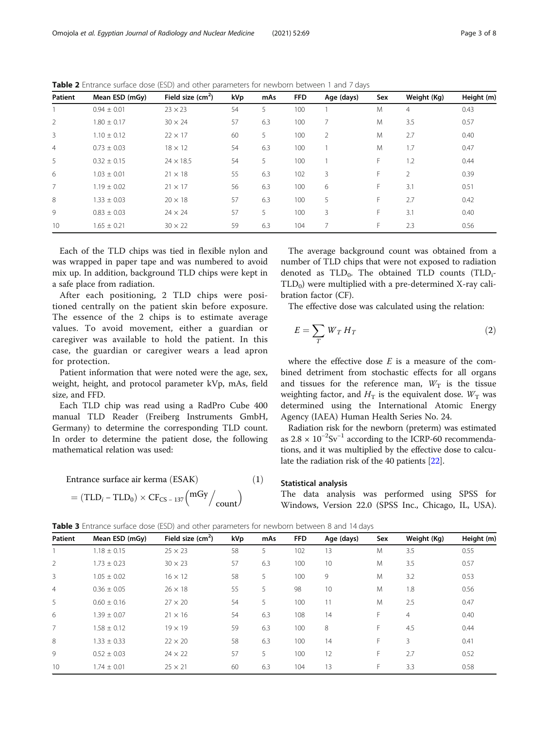**Table 2** Entrance surface dose (ESD) and other parameters for newborn between 1 and 7 days

| Patient | Mean ESD (mGy) | Field size (cm$^2$) | kVp | mAs | FFD | Age (days) | Sex | Weight (Kg) | Height (m) |
|---|---|---|---|---|---|---|---|---|---|
| 1 | 0.94 ± 0.01 | 23 × 23 | 54 | 5 | 100 | 1 | M | 4 | 0.43 |
| 2 | 1.80 ± 0.17 | 30 × 24 | 57 | 6.3 | 100 | 7 | M | 3.5 | 0.57 |
| 3 | 1.10 ± 0.12 | 22 × 17 | 60 | 5 | 100 | 2 | M | 2.7 | 0.40 |
| 4 | 0.73 ± 0.03 | 18 × 12 | 54 | 6.3 | 100 | 1 | M | 1.7 | 0.47 |
| 5 | 0.32 ± 0.15 | 24 × 18.5 | 54 | 5 | 100 | 1 | F | 1.2 | 0.44 |
| 6 | 1.03 ± 0.01 | 21 × 18 | 55 | 6.3 | 102 | 3 | F | 2 | 0.39 |
| 7 | 1.19 ± 0.02 | 21 × 17 | 56 | 6.3 | 100 | 6 | F | 3.1 | 0.51 |
| 8 | 1.33 ± 0.03 | 20 × 18 | 57 | 6.3 | 100 | 5 | F | 2.7 | 0.42 |
| 9 | 0.83 ± 0.03 | 24 × 24 | 57 | 5 | 100 | 3 | F | 3.1 | 0.40 |
| 10 | 1.65 ± 0.21 | 30 × 22 | 59 | 6.3 | 104 | 7 | F | 2.3 | 0.56 |

Each of the TLD chips was tied in flexible nylon and was wrapped in paper tape and was numbered to avoid mix up. In addition, background TLD chips were kept in a safe place from radiation.

After each positioning, 2 TLD chips were positioned centrally on the patient skin before exposure. The essence of the 2 chips is to estimate average values. To avoid movement, either a guardian or caregiver was available to hold the patient. In this case, the guardian or caregiver wears a lead apron for protection.

Patient information that were noted were the age, sex, weight, height, and protocol parameter kVp, mAs, field size, and FFD.

Each TLD chip was read using a RadPro Cube 400 manual TLD Reader (Freiberg Instruments GmbH, Germany) to determine the corresponding TLD count. In order to determine the patient dose, the following mathematical relation was used:

$$\text{Entrance surface air kerma (ESAK)} = (\text{TLD}_i - \text{TLD}_0) \times \text{CF}_{\text{CS}-137}\left(\text{mGy}/_{\text{count}}\right) \quad (1)$$

The average background count was obtained from a number of TLD chips that were not exposed to radiation denoted as $\text{TLD}_0$. The obtained TLD counts ($\text{TLD}_i$-$\text{TLD}_0$) were multiplied with a pre-determined X-ray calibration factor (CF).

The effective dose was calculated using the relation:

$$E = \sum_T W_T \, H_T \quad (2)$$

where the effective dose $E$ is a measure of the combined detriment from stochastic effects for all organs and tissues for the reference man, $W_T$ is the tissue weighting factor, and $H_T$ is the equivalent dose. $W_T$ was determined using the International Atomic Energy Agency (IAEA) Human Health Series No. 24.

Radiation risk for the newborn (preterm) was estimated as $2.8 \times 10^{-2}\text{Sv}^{-1}$ according to the ICRP-60 recommendations, and it was multiplied by the effective dose to calculate the radiation risk of the 40 patients [22].

### Statistical analysis

The data analysis was performed using SPSS for Windows, Version 22.0 (SPSS Inc., Chicago, IL, USA).

**Table 3** Entrance surface dose (ESD) and other parameters for newborn between 8 and 14 days

| Patient | Mean ESD (mGy) | Field size (cm$^2$) | kVp | mAs | FFD | Age (days) | Sex | Weight (Kg) | Height (m) |
|---|---|---|---|---|---|---|---|---|---|
| 1 | 1.18 ± 0.15 | 25 × 23 | 58 | 5 | 102 | 13 | M | 3.5 | 0.55 |
| 2 | 1.73 ± 0.23 | 30 × 23 | 57 | 6.3 | 100 | 10 | M | 3.5 | 0.57 |
| 3 | 1.05 ± 0.02 | 16 × 12 | 58 | 5 | 100 | 9 | M | 3.2 | 0.53 |
| 4 | 0.36 ± 0.05 | 26 × 18 | 55 | 5 | 98 | 10 | M | 1.8 | 0.56 |
| 5 | 0.60 ± 0.16 | 27 × 20 | 54 | 5 | 100 | 11 | M | 2.5 | 0.47 |
| 6 | 1.39 ± 0.07 | 21 × 16 | 54 | 6.3 | 108 | 14 | F | 4 | 0.40 |
| 7 | 1.58 ± 0.12 | 19 × 19 | 59 | 6.3 | 100 | 8 | F | 4.5 | 0.44 |
| 8 | 1.33 ± 0.33 | 22 × 20 | 58 | 6.3 | 100 | 14 | F | 3 | 0.41 |
| 9 | 0.52 ± 0.03 | 24 × 22 | 57 | 5 | 100 | 12 | F | 2.7 | 0.52 |
| 10 | 1.74 ± 0.01 | 25 × 21 | 60 | 6.3 | 104 | 13 | F | 3.3 | 0.58 |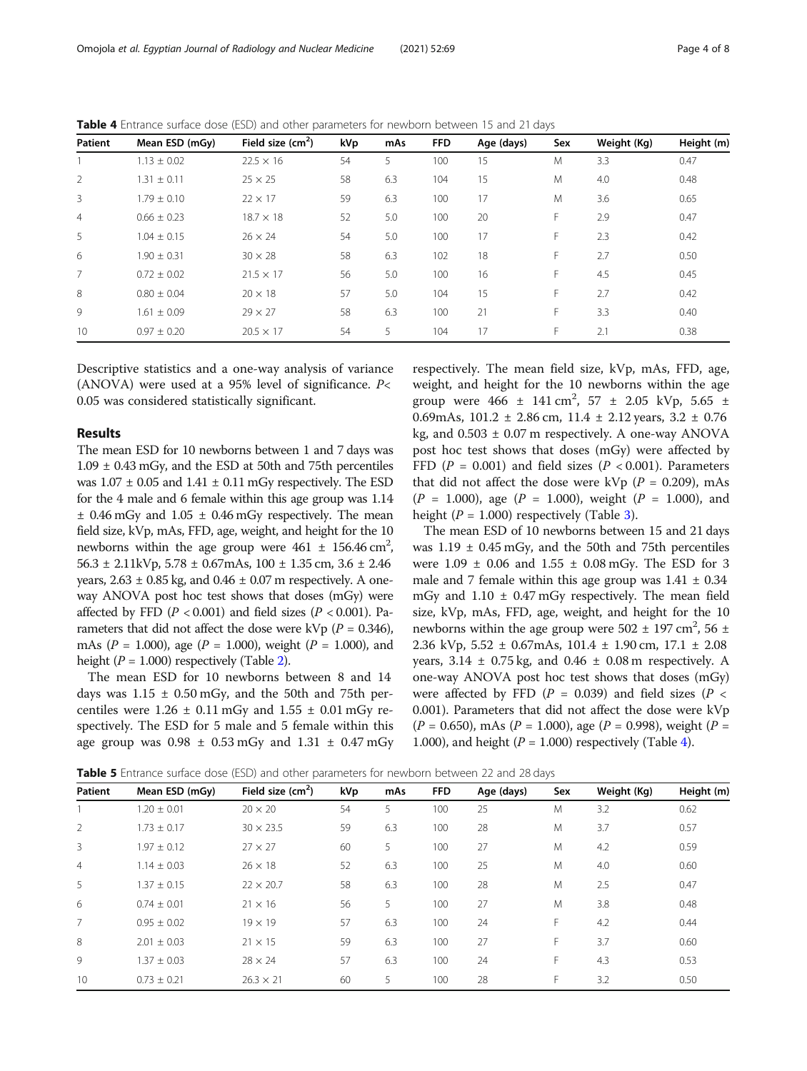**Table 4** Entrance surface dose (ESD) and other parameters for newborn between 15 and 21 days

| Patient | Mean ESD (mGy) | Field size ($cm^2$) | kVp | mAs | FFD | Age (days) | Sex | Weight (Kg) | Height (m) |
|---|---|---|---|---|---|---|---|---|---|
| 1 | 1.13 ± 0.02 | 22.5 × 16 | 54 | 5 | 100 | 15 | M | 3.3 | 0.47 |
| 2 | 1.31 ± 0.11 | 25 × 25 | 58 | 6.3 | 104 | 15 | M | 4.0 | 0.48 |
| 3 | 1.79 ± 0.10 | 22 × 17 | 59 | 6.3 | 100 | 17 | M | 3.6 | 0.65 |
| 4 | 0.66 ± 0.23 | 18.7 × 18 | 52 | 5.0 | 100 | 20 | F | 2.9 | 0.47 |
| 5 | 1.04 ± 0.15 | 26 × 24 | 54 | 5.0 | 100 | 17 | F | 2.3 | 0.42 |
| 6 | 1.90 ± 0.31 | 30 × 28 | 58 | 6.3 | 102 | 18 | F | 2.7 | 0.50 |
| 7 | 0.72 ± 0.02 | 21.5 × 17 | 56 | 5.0 | 100 | 16 | F | 4.5 | 0.45 |
| 8 | 0.80 ± 0.04 | 20 × 18 | 57 | 5.0 | 104 | 15 | F | 2.7 | 0.42 |
| 9 | 1.61 ± 0.09 | 29 × 27 | 58 | 6.3 | 100 | 21 | F | 3.3 | 0.40 |
| 10 | 0.97 ± 0.20 | 20.5 × 17 | 54 | 5 | 104 | 17 | F | 2.1 | 0.38 |

Descriptive statistics and a one-way analysis of variance (ANOVA) were used at a 95% level of significance. $P< 0.05$ was considered statistically significant.

## Results

The mean ESD for 10 newborns between 1 and 7 days was 1.09 ± 0.43 mGy, and the ESD at 50th and 75th percentiles was 1.07 ± 0.05 and 1.41 ± 0.11 mGy respectively. The ESD for the 4 male and 6 female within this age group was 1.14 ± 0.46 mGy and 1.05 ± 0.46 mGy respectively. The mean field size, kVp, mAs, FFD, age, weight, and height for the 10 newborns within the age group were 461 ± 156.46 $cm^2$, 56.3 ± 2.11kVp, 5.78 ± 0.67mAs, 100 ± 1.35 cm, 3.6 ± 2.46 years, 2.63 ± 0.85 kg, and 0.46 ± 0.07 m respectively. A one-way ANOVA post hoc test shows that doses (mGy) were affected by FFD ($P < 0.001$) and field sizes ($P < 0.001$). Parameters that did not affect the dose were kVp ($P = 0.346$), mAs ($P = 1.000$), age ($P = 1.000$), weight ($P = 1.000$), and height ($P = 1.000$) respectively (Table 2).

The mean ESD for 10 newborns between 8 and 14 days was 1.15 ± 0.50 mGy, and the 50th and 75th percentiles were 1.26 ± 0.11 mGy and 1.55 ± 0.01 mGy respectively. The ESD for 5 male and 5 female within this age group was 0.98 ± 0.53 mGy and 1.31 ± 0.47 mGy respectively. The mean field size, kVp, mAs, FFD, age, weight, and height for the 10 newborns within the age group were 466 ± 141 $cm^2$, 57 ± 2.05 kVp, 5.65 ± 0.69mAs, 101.2 ± 2.86 cm, 11.4 ± 2.12 years, 3.2 ± 0.76 kg, and 0.503 ± 0.07 m respectively. A one-way ANOVA post hoc test shows that doses (mGy) were affected by FFD ($P = 0.001$) and field sizes ($P < 0.001$). Parameters that did not affect the dose were kVp ($P = 0.209$), mAs ($P = 1.000$), age ($P = 1.000$), weight ($P = 1.000$), and height ($P = 1.000$) respectively (Table 3).

The mean ESD of 10 newborns between 15 and 21 days was 1.19 ± 0.45 mGy, and the 50th and 75th percentiles were 1.09 ± 0.06 and 1.55 ± 0.08 mGy. The ESD for 3 male and 7 female within this age group was 1.41 ± 0.34 mGy and 1.10 ± 0.47 mGy respectively. The mean field size, kVp, mAs, FFD, age, weight, and height for the 10 newborns within the age group were 502 ± 197 $cm^2$, 56 ± 2.36 kVp, 5.52 ± 0.67mAs, 101.4 ± 1.90 cm, 17.1 ± 2.08 years, 3.14 ± 0.75 kg, and 0.46 ± 0.08 m respectively. A one-way ANOVA post hoc test shows that doses (mGy) were affected by FFD ($P = 0.039$) and field sizes ($P < 0.001$). Parameters that did not affect the dose were kVp ($P = 0.650$), mAs ($P = 1.000$), age ($P = 0.998$), weight ($P = 1.000$), and height ($P = 1.000$) respectively (Table 4).

**Table 5** Entrance surface dose (ESD) and other parameters for newborn between 22 and 28 days

| Patient | Mean ESD (mGy) | Field size ($cm^2$) | kVp | mAs | FFD | Age (days) | Sex | Weight (Kg) | Height (m) |
|---|---|---|---|---|---|---|---|---|---|
| 1 | 1.20 ± 0.01 | 20 × 20 | 54 | 5 | 100 | 25 | M | 3.2 | 0.62 |
| 2 | 1.73 ± 0.17 | 30 × 23.5 | 59 | 6.3 | 100 | 28 | M | 3.7 | 0.57 |
| 3 | 1.97 ± 0.12 | 27 × 27 | 60 | 5 | 100 | 27 | M | 4.2 | 0.59 |
| 4 | 1.14 ± 0.03 | 26 × 18 | 52 | 6.3 | 100 | 25 | M | 4.0 | 0.60 |
| 5 | 1.37 ± 0.15 | 22 × 20.7 | 58 | 6.3 | 100 | 28 | M | 2.5 | 0.47 |
| 6 | 0.74 ± 0.01 | 21 × 16 | 56 | 5 | 100 | 27 | M | 3.8 | 0.48 |
| 7 | 0.95 ± 0.02 | 19 × 19 | 57 | 6.3 | 100 | 24 | F | 4.2 | 0.44 |
| 8 | 2.01 ± 0.03 | 21 × 15 | 59 | 6.3 | 100 | 27 | F | 3.7 | 0.60 |
| 9 | 1.37 ± 0.03 | 28 × 24 | 57 | 6.3 | 100 | 24 | F | 4.3 | 0.53 |
| 10 | 0.73 ± 0.21 | 26.3 × 21 | 60 | 5 | 100 | 28 | F | 3.2 | 0.50 |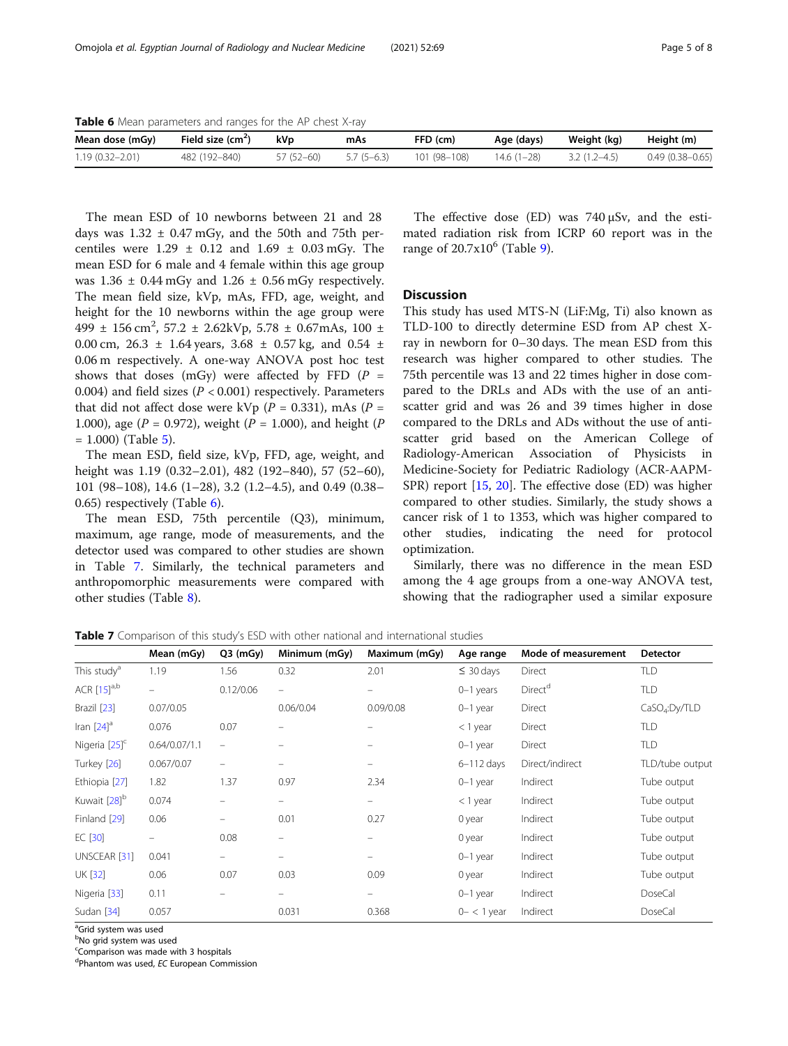**Table 6** Mean parameters and ranges for the AP chest X-ray

| Mean dose (mGy) | Field size ($cm^2$) | kVp | mAs | FFD (cm) | Age (days) | Weight (kg) | Height (m) |
|---|---|---|---|---|---|---|---|
| 1.19 (0.32–2.01) | 482 (192–840) | 57 (52–60) | 5.7 (5–6.3) | 101 (98–108) | 14.6 (1–28) | 3.2 (1.2–4.5) | 0.49 (0.38–0.65) |

The mean ESD of 10 newborns between 21 and 28 days was 1.32 ± 0.47 mGy, and the 50th and 75th percentiles were 1.29 ± 0.12 and 1.69 ± 0.03 mGy. The mean ESD for 6 male and 4 female within this age group was 1.36 ± 0.44 mGy and 1.26 ± 0.56 mGy respectively. The mean field size, kVp, mAs, FFD, age, weight, and height for the 10 newborns within the age group were 499 ± 156 $cm^2$, 57.2 ± 2.62kVp, 5.78 ± 0.67mAs, 100 ± 0.00 cm, 26.3 ± 1.64 years, 3.68 ± 0.57 kg, and 0.54 ± 0.06 m respectively. A one-way ANOVA post hoc test shows that doses (mGy) were affected by FFD ($P$ = 0.004) and field sizes ($P$ < 0.001) respectively. Parameters that did not affect dose were kVp ($P$ = 0.331), mAs ($P$ = 1.000), age ($P$ = 0.972), weight ($P$ = 1.000), and height ($P$ = 1.000) (Table 5).

The mean ESD, field size, kVp, FFD, age, weight, and height was 1.19 (0.32–2.01), 482 (192–840), 57 (52–60), 101 (98–108), 14.6 (1–28), 3.2 (1.2–4.5), and 0.49 (0.38–0.65) respectively (Table 6).

The mean ESD, 75th percentile (Q3), minimum, maximum, age range, mode of measurements, and the detector used was compared to other studies are shown in Table 7. Similarly, the technical parameters and anthropomorphic measurements were compared with other studies (Table 8).

The effective dose (ED) was 740 μSv, and the estimated radiation risk from ICRP 60 report was in the range of 20.7x$10^6$ (Table 9).

## Discussion

This study has used MTS-N (LiF:Mg, Ti) also known as TLD-100 to directly determine ESD from AP chest X-ray in newborn for 0–30 days. The mean ESD from this research was higher compared to other studies. The 75th percentile was 13 and 22 times higher in dose compared to the DRLs and ADs with the use of an anti-scatter grid and was 26 and 39 times higher in dose compared to the DRLs and ADs without the use of anti-scatter grid based on the American College of Radiology-American Association of Physicists in Medicine-Society for Pediatric Radiology (ACR-AAPM-SPR) report [15, 20]. The effective dose (ED) was higher compared to other studies. Similarly, the study shows a cancer risk of 1 to 1353, which was higher compared to other studies, indicating the need for protocol optimization.

Similarly, there was no difference in the mean ESD among the 4 age groups from a one-way ANOVA test, showing that the radiographer used a similar exposure

**Table 7** Comparison of this study's ESD with other national and international studies

| | Mean (mGy) | Q3 (mGy) | Minimum (mGy) | Maximum (mGy) | Age range | Mode of measurement | Detector |
|---|---|---|---|---|---|---|---|
| This study[a] | 1.19 | 1.56 | 0.32 | 2.01 | ≤ 30 days | Direct | TLD |
| ACR [15][a,b] | – | 0.12/0.06 | – | – | 0–1 years | Direct[d] | TLD |
| Brazil [23] | 0.07/0.05 | | 0.06/0.04 | 0.09/0.08 | 0–1 year | Direct | $CaSO_4$:Dy/TLD |
| Iran [24][a] | 0.076 | 0.07 | – | – | < 1 year | Direct | TLD |
| Nigeria [25][c] | 0.64/0.07/1.1 | – | – | – | 0–1 year | Direct | TLD |
| Turkey [26] | 0.067/0.07 | – | – | – | 6–112 days | Direct/indirect | TLD/tube output |
| Ethiopia [27] | 1.82 | 1.37 | 0.97 | 2.34 | 0–1 year | Indirect | Tube output |
| Kuwait [28][b] | 0.074 | – | – | – | < 1 year | Indirect | Tube output |
| Finland [29] | 0.06 | – | 0.01 | 0.27 | 0 year | Indirect | Tube output |
| EC [30] | – | 0.08 | – | – | 0 year | Indirect | Tube output |
| UNSCEAR [31] | 0.041 | – | – | – | 0–1 year | Indirect | Tube output |
| UK [32] | 0.06 | 0.07 | 0.03 | 0.09 | 0 year | Indirect | Tube output |
| Nigeria [33] | 0.11 | – | – | – | 0–1 year | Indirect | DoseCal |
| Sudan [34] | 0.057 | | 0.031 | 0.368 | 0– < 1 year | Indirect | DoseCal |

[a]Grid system was used
[b]No grid system was used
[c]Comparison was made with 3 hospitals
[d]Phantom was used, *EC* European Commission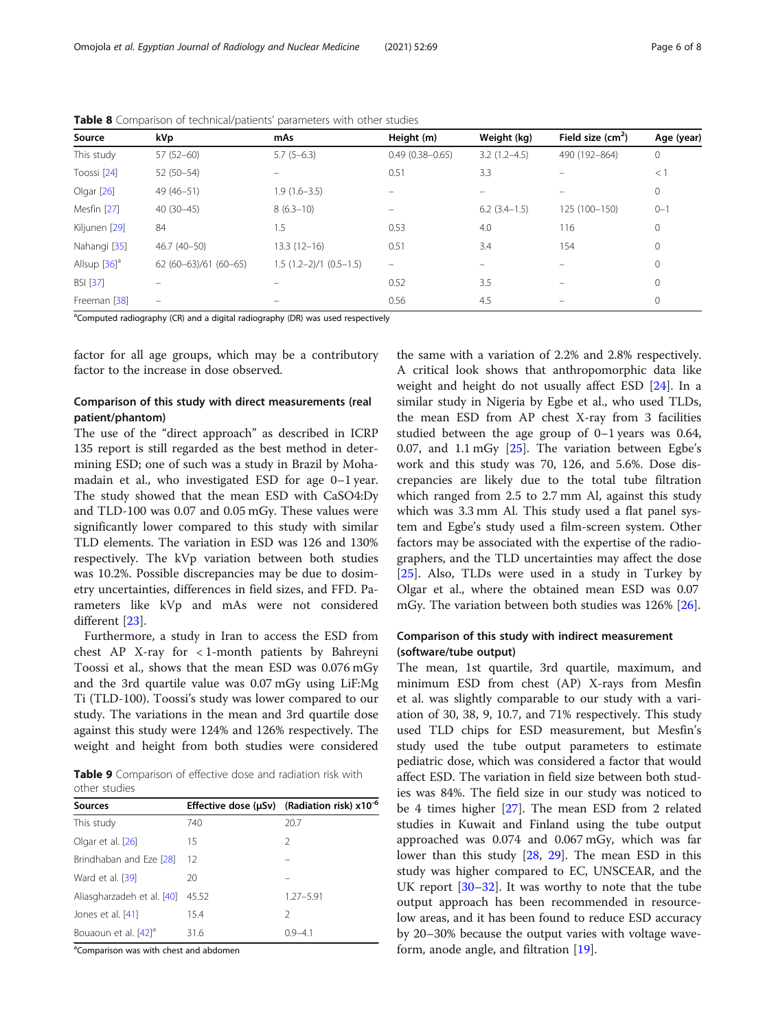**Table 8** Comparison of technical/patients' parameters with other studies

| Source | kVp | mAs | Height (m) | Weight (kg) | Field size (cm$^2$) | Age (year) |
|---|---|---|---|---|---|---|
| This study | 57 (52–60) | 5.7 (5–6.3) | 0.49 (0.38–0.65) | 3.2 (1.2–4.5) | 490 (192–864) | 0 |
| Toossi [24] | 52 (50–54) | – | 0.51 | 3.3 | – | < 1 |
| Olgar [26] | 49 (46–51) | 1.9 (1.6–3.5) | – | – | – | 0 |
| Mesfin [27] | 40 (30–45) | 8 (6.3–10) | – | 6.2 (3.4–1.5) | 125 (100–150) | 0–1 |
| Kiljunen [29] | 84 | 1.5 | 0.53 | 4.0 | 116 | 0 |
| Nahangi [35] | 46.7 (40–50) | 13.3 (12–16) | 0.51 | 3.4 | 154 | 0 |
| Allsup [36][a] | 62 (60–63)/61 (60–65) | 1.5 (1.2–2)/1 (0.5–1.5) | – | – | – | 0 |
| BSI [37] | – | – | 0.52 | 3.5 | – | 0 |
| Freeman [38] | – | – | 0.56 | 4.5 | – | 0 |

[a]Computed radiography (CR) and a digital radiography (DR) was used respectively

factor for all age groups, which may be a contributory factor to the increase in dose observed.

### Comparison of this study with direct measurements (real patient/phantom)

The use of the "direct approach" as described in ICRP 135 report is still regarded as the best method in determining ESD; one of such was a study in Brazil by Mohamadain et al., who investigated ESD for age 0–1 year. The study showed that the mean ESD with CaSO4:Dy and TLD-100 was 0.07 and 0.05 mGy. These values were significantly lower compared to this study with similar TLD elements. The variation in ESD was 126 and 130% respectively. The kVp variation between both studies was 10.2%. Possible discrepancies may be due to dosimetry uncertainties, differences in field sizes, and FFD. Parameters like kVp and mAs were not considered different [23].

Furthermore, a study in Iran to access the ESD from chest AP X-ray for < 1-month patients by Bahreyni Toossi et al., shows that the mean ESD was 0.076 mGy and the 3rd quartile value was 0.07 mGy using LiF:Mg Ti (TLD-100). Toossi's study was lower compared to our study. The variations in the mean and 3rd quartile dose against this study were 124% and 126% respectively. The weight and height from both studies were considered the same with a variation of 2.2% and 2.8% respectively. A critical look shows that anthropomorphic data like weight and height do not usually affect ESD [24]. In a similar study in Nigeria by Egbe et al., who used TLDs, the mean ESD from AP chest X-ray from 3 facilities studied between the age group of 0–1 years was 0.64, 0.07, and 1.1 mGy [25]. The variation between Egbe's work and this study was 70, 126, and 5.6%. Dose discrepancies are likely due to the total tube filtration which ranged from 2.5 to 2.7 mm Al, against this study which was 3.3 mm Al. This study used a flat panel system and Egbe's study used a film-screen system. Other factors may be associated with the expertise of the radiographers, and the TLD uncertainties may affect the dose [25]. Also, TLDs were used in a study in Turkey by Olgar et al., where the obtained mean ESD was 0.07 mGy. The variation between both studies was 126% [26].

**Table 9** Comparison of effective dose and radiation risk with other studies

| Sources | Effective dose (μSv) | (Radiation risk) x10$^{-6}$ |
|---|---|---|
| This study | 740 | 20.7 |
| Olgar et al. [26] | 15 | 2 |
| Brindhaban and Eze [28] | 12 | – |
| Ward et al. [39] | 20 | – |
| Aliasgharzadeh et al. [40] | 45.52 | 1.27–5.91 |
| Jones et al. [41] | 15.4 | 2 |
| Bouaoun et al. [42][a] | 31.6 | 0.9–4.1 |

[a]Comparison was with chest and abdomen

### Comparison of this study with indirect measurement (software/tube output)

The mean, 1st quartile, 3rd quartile, maximum, and minimum ESD from chest (AP) X-rays from Mesfin et al. was slightly comparable to our study with a variation of 30, 38, 9, 10.7, and 71% respectively. This study used TLD chips for ESD measurement, but Mesfin's study used the tube output parameters to estimate pediatric dose, which was considered a factor that would affect ESD. The variation in field size between both studies was 84%. The field size in our study was noticed to be 4 times higher [27]. The mean ESD from 2 related studies in Kuwait and Finland using the tube output approached was 0.074 and 0.067 mGy, which was far lower than this study [28, 29]. The mean ESD in this study was higher compared to EC, UNSCEAR, and the UK report [30–32]. It was worthy to note that the tube output approach has been recommended in resource-low areas, and it has been found to reduce ESD accuracy by 20–30% because the output varies with voltage waveform, anode angle, and filtration [19].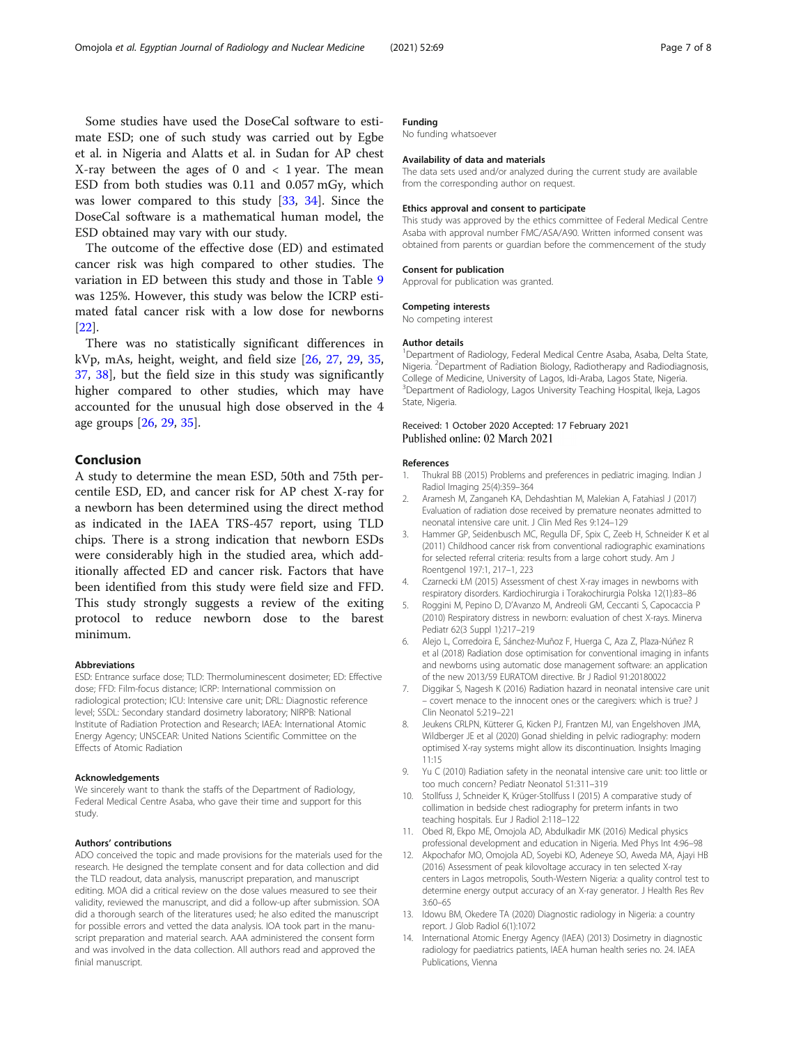Some studies have used the DoseCal software to estimate ESD; one of such study was carried out by Egbe et al. in Nigeria and Alatts et al. in Sudan for AP chest X-ray between the ages of 0 and < 1 year. The mean ESD from both studies was 0.11 and 0.057 mGy, which was lower compared to this study [33, 34]. Since the DoseCal software is a mathematical human model, the ESD obtained may vary with our study.

The outcome of the effective dose (ED) and estimated cancer risk was high compared to other studies. The variation in ED between this study and those in Table 9 was 125%. However, this study was below the ICRP estimated fatal cancer risk with a low dose for newborns [22].

There was no statistically significant differences in kVp, mAs, height, weight, and field size [26, 27, 29, 35, 37, 38], but the field size in this study was significantly higher compared to other studies, which may have accounted for the unusual high dose observed in the 4 age groups [26, 29, 35].

## Conclusion

A study to determine the mean ESD, 50th and 75th percentile ESD, ED, and cancer risk for AP chest X-ray for a newborn has been determined using the direct method as indicated in the IAEA TRS-457 report, using TLD chips. There is a strong indication that newborn ESDs were considerably high in the studied area, which additionally affected ED and cancer risk. Factors that have been identified from this study were field size and FFD. This study strongly suggests a review of the exiting protocol to reduce newborn dose to the barest minimum.

#### Abbreviations

ESD: Entrance surface dose; TLD: Thermoluminescent dosimeter; ED: Effective dose; FFD: Film-focus distance; ICRP: International commission on radiological protection; ICU: Intensive care unit; DRL: Diagnostic reference level; SSDL: Secondary standard dosimetry laboratory; NIRPB: National Institute of Radiation Protection and Research; IAEA: International Atomic Energy Agency; UNSCEAR: United Nations Scientific Committee on the Effects of Atomic Radiation

#### Acknowledgements

We sincerely want to thank the staffs of the Department of Radiology, Federal Medical Centre Asaba, who gave their time and support for this study.

#### Authors' contributions

ADO conceived the topic and made provisions for the materials used for the research. He designed the template consent and for data collection and did the TLD readout, data analysis, manuscript preparation, and manuscript editing. MOA did a critical review on the dose values measured to see their validity, reviewed the manuscript, and did a follow-up after submission. SOA did a thorough search of the literatures used; he also edited the manuscript for possible errors and vetted the data analysis. IOA took part in the manuscript preparation and material search. AAA administered the consent form and was involved in the data collection. All authors read and approved the finial manuscript.

#### Funding

No funding whatsoever

#### Availability of data and materials

The data sets used and/or analyzed during the current study are available from the corresponding author on request.

#### Ethics approval and consent to participate

This study was approved by the ethics committee of Federal Medical Centre Asaba with approval number FMC/ASA/A90. Written informed consent was obtained from parents or guardian before the commencement of the study

#### Consent for publication

Approval for publication was granted.

#### Competing interests

No competing interest

#### Author details

[1]Department of Radiology, Federal Medical Centre Asaba, Asaba, Delta State, Nigeria. [2]Department of Radiation Biology, Radiotherapy and Radiodiagnosis, College of Medicine, University of Lagos, Idi-Araba, Lagos State, Nigeria. [3]Department of Radiology, Lagos University Teaching Hospital, Ikeja, Lagos State, Nigeria.

Received: 1 October 2020 Accepted: 17 February 2021
Published online: 02 March 2021

#### References

1. Thukral BB (2015) Problems and preferences in pediatric imaging. Indian J Radiol Imaging 25(4):359–364
2. Aramesh M, Zanganeh KA, Dehdashtian M, Malekian A, Fatahiasl J (2017) Evaluation of radiation dose received by premature neonates admitted to neonatal intensive care unit. J Clin Med Res 9:124–129
3. Hammer GP, Seidenbusch MC, Regulla DF, Spix C, Zeeb H, Schneider K et al (2011) Childhood cancer risk from conventional radiographic examinations for selected referral criteria: results from a large cohort study. Am J Roentgenol 197:1, 217–1, 223
4. Czarnecki ŁM (2015) Assessment of chest X-ray images in newborns with respiratory disorders. Kardiochirurgia i Torakochirurgia Polska 12(1):83–86
5. Roggini M, Pepino D, D'Avanzo M, Andreoli GM, Ceccanti S, Capocaccia P (2010) Respiratory distress in newborn: evaluation of chest X-rays. Minerva Pediatr 62(3 Suppl 1):217–219
6. Alejo L, Corredoira E, Sánchez-Muñoz F, Huerga C, Aza Z, Plaza-Núñez R et al (2018) Radiation dose optimisation for conventional imaging in infants and newborns using automatic dose management software: an application of the new 2013/59 EURATOM directive. Br J Radiol 91:20180022
7. Diggikar S, Nagesh K (2016) Radiation hazard in neonatal intensive care unit – covert menace to the innocent ones or the caregivers: which is true? J Clin Neonatol 5:219–221
8. Jeukens CRLPN, Kütterer G, Kicken PJ, Frantzen MJ, van Engelshoven JMA, Wildberger JE et al (2020) Gonad shielding in pelvic radiography: modern optimised X-ray systems might allow its discontinuation. Insights Imaging 11:15
9. Yu C (2010) Radiation safety in the neonatal intensive care unit: too little or too much concern? Pediatr Neonatol 51:311–319
10. Stollfuss J, Schneider K, Krüger-Stollfuss I (2015) A comparative study of collimation in bedside chest radiography for preterm infants in two teaching hospitals. Eur J Radiol 2:118–122
11. Obed RI, Ekpo ME, Omojola AD, Abdulkadir MK (2016) Medical physics professional development and education in Nigeria. Med Phys Int 4:96–98
12. Akpochafor MO, Omojola AD, Soyebi KO, Adeneye SO, Aweda MA, Ajayi HB (2016) Assessment of peak kilovoltage accuracy in ten selected X-ray centers in Lagos metropolis, South-Western Nigeria: a quality control test to determine energy output accuracy of an X-ray generator. J Health Res Rev 3:60–65
13. Idowu BM, Okedere TA (2020) Diagnostic radiology in Nigeria: a country report. J Glob Radiol 6(1):1072
14. International Atomic Energy Agency (IAEA) (2013) Dosimetry in diagnostic radiology for paediatrics patients, IAEA human health series no. 24. IAEA Publications, Vienna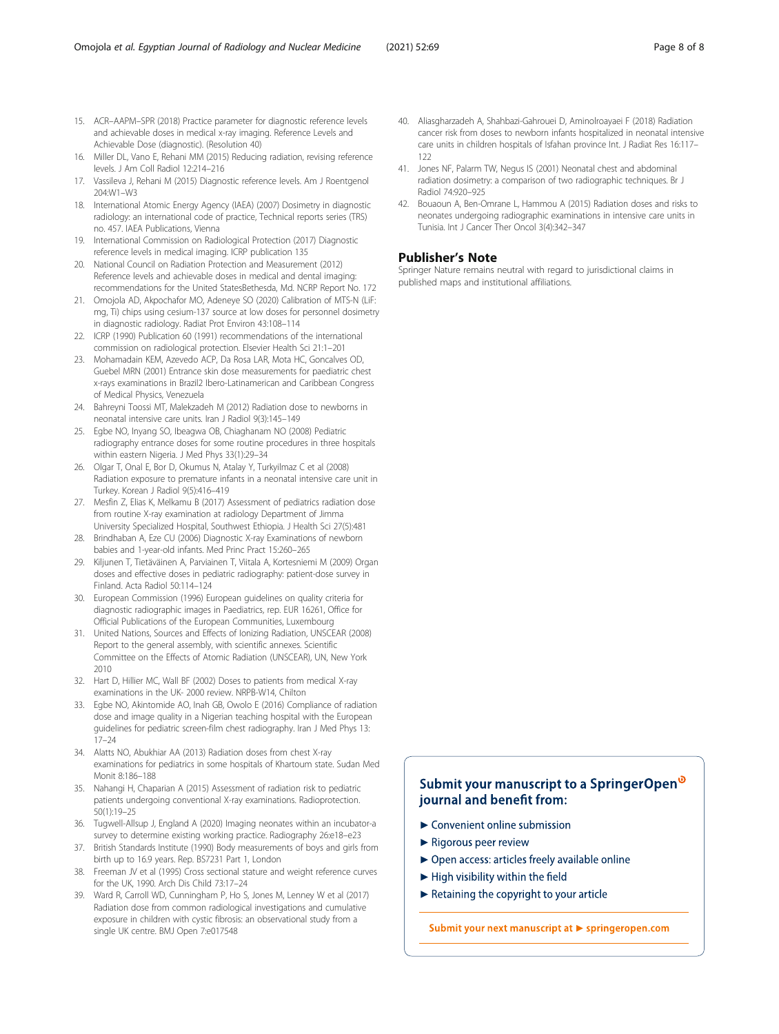15. ACR–AAPM–SPR (2018) Practice parameter for diagnostic reference levels and achievable doses in medical x-ray imaging. Reference Levels and Achievable Dose (diagnostic). (Resolution 40)
16. Miller DL, Vano E, Rehani MM (2015) Reducing radiation, revising reference levels. J Am Coll Radiol 12:214–216
17. Vassileva J, Rehani M (2015) Diagnostic reference levels. Am J Roentgenol 204:W1–W3
18. International Atomic Energy Agency (IAEA) (2007) Dosimetry in diagnostic radiology: an international code of practice, Technical reports series (TRS) no. 457. IAEA Publications, Vienna
19. International Commission on Radiological Protection (2017) Diagnostic reference levels in medical imaging. ICRP publication 135
20. National Council on Radiation Protection and Measurement (2012) Reference levels and achievable doses in medical and dental imaging: recommendations for the United StatesBethesda, Md. NCRP Report No. 172
21. Omojola AD, Akpochafor MO, Adeneye SO (2020) Calibration of MTS-N (LiF: mg, Ti) chips using cesium-137 source at low doses for personnel dosimetry in diagnostic radiology. Radiat Prot Environ 43:108–114
22. ICRP (1990) Publication 60 (1991) recommendations of the international commission on radiological protection. Elsevier Health Sci 21:1–201
23. Mohamadain KEM, Azevedo ACP, Da Rosa LAR, Mota HC, Goncalves OD, Guebel MRN (2001) Entrance skin dose measurements for paediatric chest x-rays examinations in Brazil2 Ibero-Latinamerican and Caribbean Congress of Medical Physics, Venezuela
24. Bahreyni Toossi MT, Malekzadeh M (2012) Radiation dose to newborns in neonatal intensive care units. Iran J Radiol 9(3):145–149
25. Egbe NO, Inyang SO, Ibeagwa OB, Chiaghanam NO (2008) Pediatric radiography entrance doses for some routine procedures in three hospitals within eastern Nigeria. J Med Phys 33(1):29–34
26. Olgar T, Onal E, Bor D, Okumus N, Atalay Y, Turkyilmaz C et al (2008) Radiation exposure to premature infants in a neonatal intensive care unit in Turkey. Korean J Radiol 9(5):416–419
27. Mesfin Z, Elias K, Melkamu B (2017) Assessment of pediatrics radiation dose from routine X-ray examination at radiology Department of Jimma University Specialized Hospital, Southwest Ethiopia. J Health Sci 27(5):481
28. Brindhaban A, Eze CU (2006) Diagnostic X-ray Examinations of newborn babies and 1-year-old infants. Med Princ Pract 15:260–265
29. Kiljunen T, Tietäväinen A, Parviainen T, Viitala A, Kortesniemi M (2009) Organ doses and effective doses in pediatric radiography: patient-dose survey in Finland. Acta Radiol 50:114–124
30. European Commission (1996) European guidelines on quality criteria for diagnostic radiographic images in Paediatrics, rep. EUR 16261, Office for Official Publications of the European Communities, Luxembourg
31. United Nations, Sources and Effects of Ionizing Radiation, UNSCEAR (2008) Report to the general assembly, with scientific annexes. Scientific Committee on the Effects of Atomic Radiation (UNSCEAR), UN, New York 2010
32. Hart D, Hillier MC, Wall BF (2002) Doses to patients from medical X-ray examinations in the UK- 2000 review. NRPB-W14, Chilton
33. Egbe NO, Akintomide AO, Inah GB, Owolo E (2016) Compliance of radiation dose and image quality in a Nigerian teaching hospital with the European guidelines for pediatric screen-film chest radiography. Iran J Med Phys 13: 17–24
34. Alatts NO, Abukhiar AA (2013) Radiation doses from chest X-ray examinations for pediatrics in some hospitals of Khartoum state. Sudan Med Monit 8:186–188
35. Nahangi H, Chaparian A (2015) Assessment of radiation risk to pediatric patients undergoing conventional X-ray examinations. Radioprotection. 50(1):19–25
36. Tugwell-Allsup J, England A (2020) Imaging neonates within an incubator-a survey to determine existing working practice. Radiography 26:e18–e23
37. British Standards Institute (1990) Body measurements of boys and girls from birth up to 16.9 years. Rep. BS7231 Part 1, London
38. Freeman JV et al (1995) Cross sectional stature and weight reference curves for the UK, 1990. Arch Dis Child 73:17–24
39. Ward R, Carroll WD, Cunningham P, Ho S, Jones M, Lenney W et al (2017) Radiation dose from common radiological investigations and cumulative exposure in children with cystic fibrosis: an observational study from a single UK centre. BMJ Open 7:e017548
40. Aliasgharzadeh A, Shahbazi-Gahrouei D, Aminolroayaei F (2018) Radiation cancer risk from doses to newborn infants hospitalized in neonatal intensive care units in children hospitals of Isfahan province Int. J Radiat Res 16:117–122
41. Jones NF, Palarm TW, Negus IS (2001) Neonatal chest and abdominal radiation dosimetry: a comparison of two radiographic techniques. Br J Radiol 74:920–925
42. Bouaoun A, Ben-Omrane L, Hammou A (2015) Radiation doses and risks to neonates undergoing radiographic examinations in intensive care units in Tunisia. Int J Cancer Ther Oncol 3(4):342–347

## Publisher's Note

Springer Nature remains neutral with regard to jurisdictional claims in published maps and institutional affiliations.

**Submit your manuscript to a SpringerOpen journal and benefit from:**

- ► Convenient online submission
- ► Rigorous peer review
- ► Open access: articles freely available online
- ► High visibility within the field
- ► Retaining the copyright to your article

**Submit your next manuscript at ► springeropen.com**